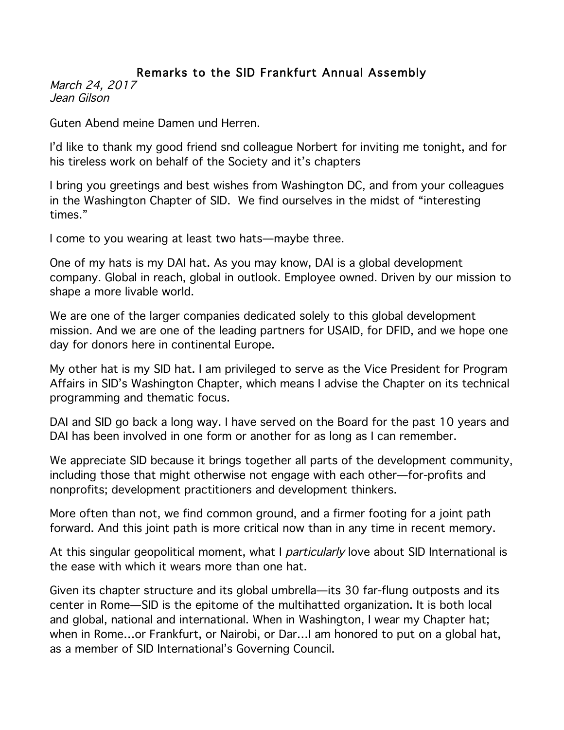# Remarks to the SID Frankfurt Annual Assembly

*March 24, 2017*
*Jean Gilson*

Guten Abend meine Damen und Herren.

I'd like to thank my good friend snd colleague Norbert for inviting me tonight, and for his tireless work on behalf of the Society and it's chapters

I bring you greetings and best wishes from Washington DC, and from your colleagues in the Washington Chapter of SID. We find ourselves in the midst of "interesting times."

I come to you wearing at least two hats—maybe three.

One of my hats is my DAI hat. As you may know, DAI is a global development company. Global in reach, global in outlook. Employee owned. Driven by our mission to shape a more livable world.

We are one of the larger companies dedicated solely to this global development mission. And we are one of the leading partners for USAID, for DFID, and we hope one day for donors here in continental Europe.

My other hat is my SID hat. I am privileged to serve as the Vice President for Program Affairs in SID's Washington Chapter, which means I advise the Chapter on its technical programming and thematic focus.

DAI and SID go back a long way. I have served on the Board for the past 10 years and DAI has been involved in one form or another for as long as I can remember.

We appreciate SID because it brings together all parts of the development community, including those that might otherwise not engage with each other—for-profits and nonprofits; development practitioners and development thinkers.

More often than not, we find common ground, and a firmer footing for a joint path forward. And this joint path is more critical now than in any time in recent memory.

At this singular geopolitical moment, what I *particularly* love about SID International is the ease with which it wears more than one hat.

Given its chapter structure and its global umbrella—its 30 far-flung outposts and its center in Rome—SID is the epitome of the multihatted organization. It is both local and global, national and international. When in Washington, I wear my Chapter hat; when in Rome…or Frankfurt, or Nairobi, or Dar…I am honored to put on a global hat, as a member of SID International's Governing Council.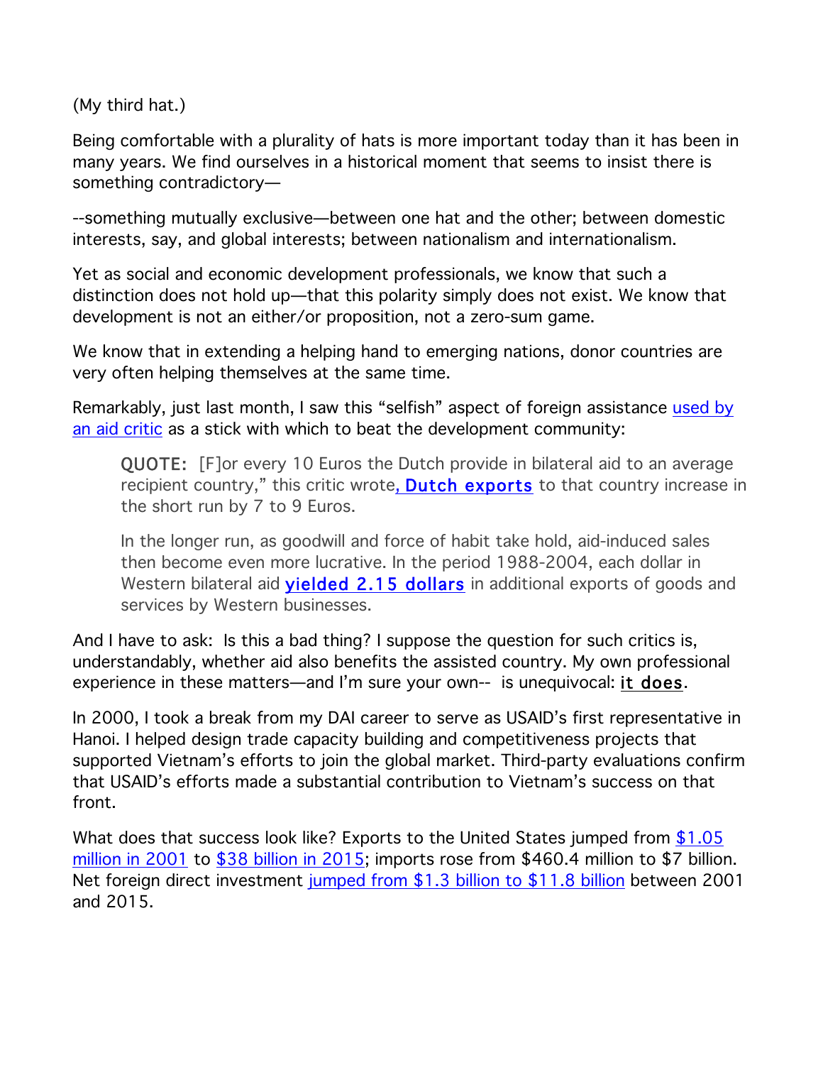(My third hat.)

Being comfortable with a plurality of hats is more important today than it has been in many years. We find ourselves in a historical moment that seems to insist there is something contradictory—

--something mutually exclusive—between one hat and the other; between domestic interests, say, and global interests; between nationalism and internationalism.

Yet as social and economic development professionals, we know that such a distinction does not hold up—that this polarity simply does not exist. We know that development is not an either/or proposition, not a zero-sum game.

We know that in extending a helping hand to emerging nations, donor countries are very often helping themselves at the same time.

Remarkably, just last month, I saw this "selfish" aspect of foreign assistance used by an aid critic as a stick with which to beat the development community:

> QUOTE: [F]or every 10 Euros the Dutch provide in bilateral aid to an average recipient country," this critic wrote, **Dutch exports** to that country increase in the short run by 7 to 9 Euros.
>
> In the longer run, as goodwill and force of habit take hold, aid-induced sales then become even more lucrative. In the period 1988-2004, each dollar in Western bilateral aid **yielded 2.15 dollars** in additional exports of goods and services by Western businesses.

And I have to ask: Is this a bad thing? I suppose the question for such critics is, understandably, whether aid also benefits the assisted country. My own professional experience in these matters—and I'm sure your own-- is unequivocal: it does.

In 2000, I took a break from my DAI career to serve as USAID's first representative in Hanoi. I helped design trade capacity building and competitiveness projects that supported Vietnam's efforts to join the global market. Third-party evaluations confirm that USAID's efforts made a substantial contribution to Vietnam's success on that front.

What does that success look like? Exports to the United States jumped from $1.05 million in 2001 to $38 billion in 2015; imports rose from $460.4 million to $7 billion. Net foreign direct investment jumped from $1.3 billion to $11.8 billion between 2001 and 2015.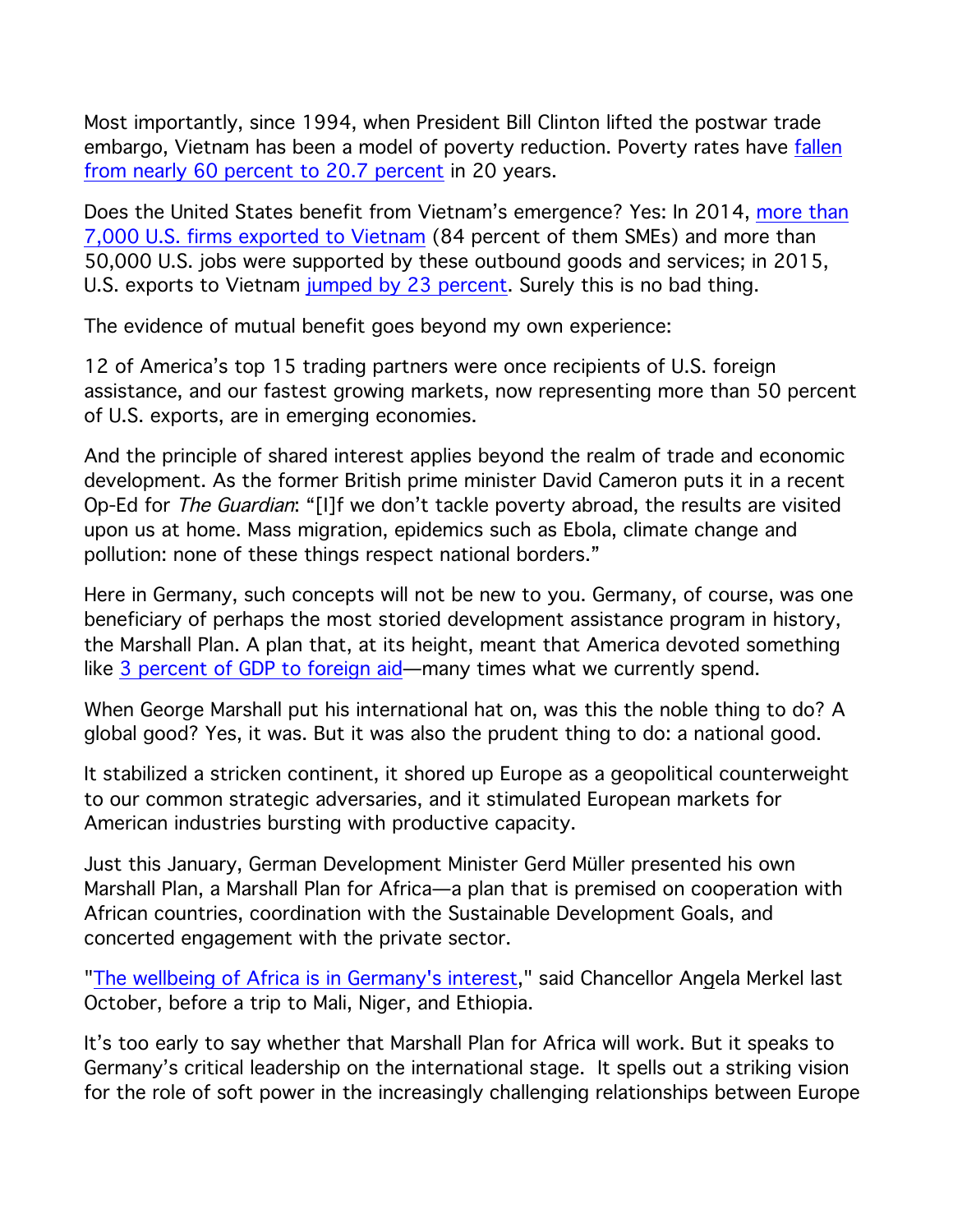Most importantly, since 1994, when President Bill Clinton lifted the postwar trade embargo, Vietnam has been a model of poverty reduction. Poverty rates have fallen from nearly 60 percent to 20.7 percent in 20 years.

Does the United States benefit from Vietnam's emergence? Yes: In 2014, more than 7,000 U.S. firms exported to Vietnam (84 percent of them SMEs) and more than 50,000 U.S. jobs were supported by these outbound goods and services; in 2015, U.S. exports to Vietnam jumped by 23 percent. Surely this is no bad thing.

The evidence of mutual benefit goes beyond my own experience:

12 of America's top 15 trading partners were once recipients of U.S. foreign assistance, and our fastest growing markets, now representing more than 50 percent of U.S. exports, are in emerging economies.

And the principle of shared interest applies beyond the realm of trade and economic development. As the former British prime minister David Cameron puts it in a recent Op-Ed for *The Guardian*: "[I]f we don't tackle poverty abroad, the results are visited upon us at home. Mass migration, epidemics such as Ebola, climate change and pollution: none of these things respect national borders."

Here in Germany, such concepts will not be new to you. Germany, of course, was one beneficiary of perhaps the most storied development assistance program in history, the Marshall Plan. A plan that, at its height, meant that America devoted something like 3 percent of GDP to foreign aid—many times what we currently spend.

When George Marshall put his international hat on, was this the noble thing to do? A global good? Yes, it was. But it was also the prudent thing to do: a national good.

It stabilized a stricken continent, it shored up Europe as a geopolitical counterweight to our common strategic adversaries, and it stimulated European markets for American industries bursting with productive capacity.

Just this January, German Development Minister Gerd Müller presented his own Marshall Plan, a Marshall Plan for Africa—a plan that is premised on cooperation with African countries, coordination with the Sustainable Development Goals, and concerted engagement with the private sector.

"The wellbeing of Africa is in Germany's interest," said Chancellor Angela Merkel last October, before a trip to Mali, Niger, and Ethiopia.

It's too early to say whether that Marshall Plan for Africa will work. But it speaks to Germany's critical leadership on the international stage. It spells out a striking vision for the role of soft power in the increasingly challenging relationships between Europe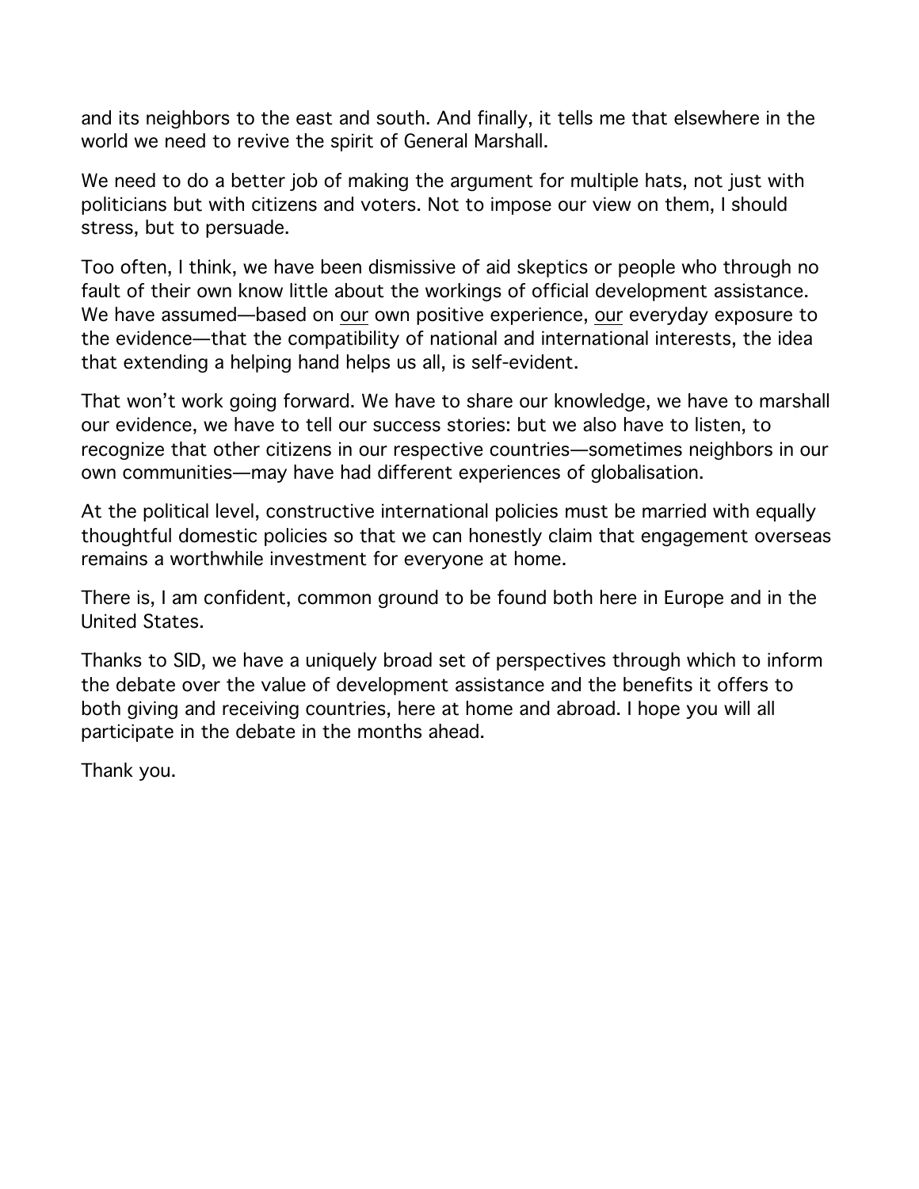and its neighbors to the east and south. And finally, it tells me that elsewhere in the world we need to revive the spirit of General Marshall.

We need to do a better job of making the argument for multiple hats, not just with politicians but with citizens and voters. Not to impose our view on them, I should stress, but to persuade.

Too often, I think, we have been dismissive of aid skeptics or people who through no fault of their own know little about the workings of official development assistance. We have assumed—based on <u>our</u> own positive experience, <u>our</u> everyday exposure to the evidence—that the compatibility of national and international interests, the idea that extending a helping hand helps us all, is self-evident.

That won't work going forward. We have to share our knowledge, we have to marshall our evidence, we have to tell our success stories: but we also have to listen, to recognize that other citizens in our respective countries—sometimes neighbors in our own communities—may have had different experiences of globalisation.

At the political level, constructive international policies must be married with equally thoughtful domestic policies so that we can honestly claim that engagement overseas remains a worthwhile investment for everyone at home.

There is, I am confident, common ground to be found both here in Europe and in the United States.

Thanks to SID, we have a uniquely broad set of perspectives through which to inform the debate over the value of development assistance and the benefits it offers to both giving and receiving countries, here at home and abroad. I hope you will all participate in the debate in the months ahead.

Thank you.